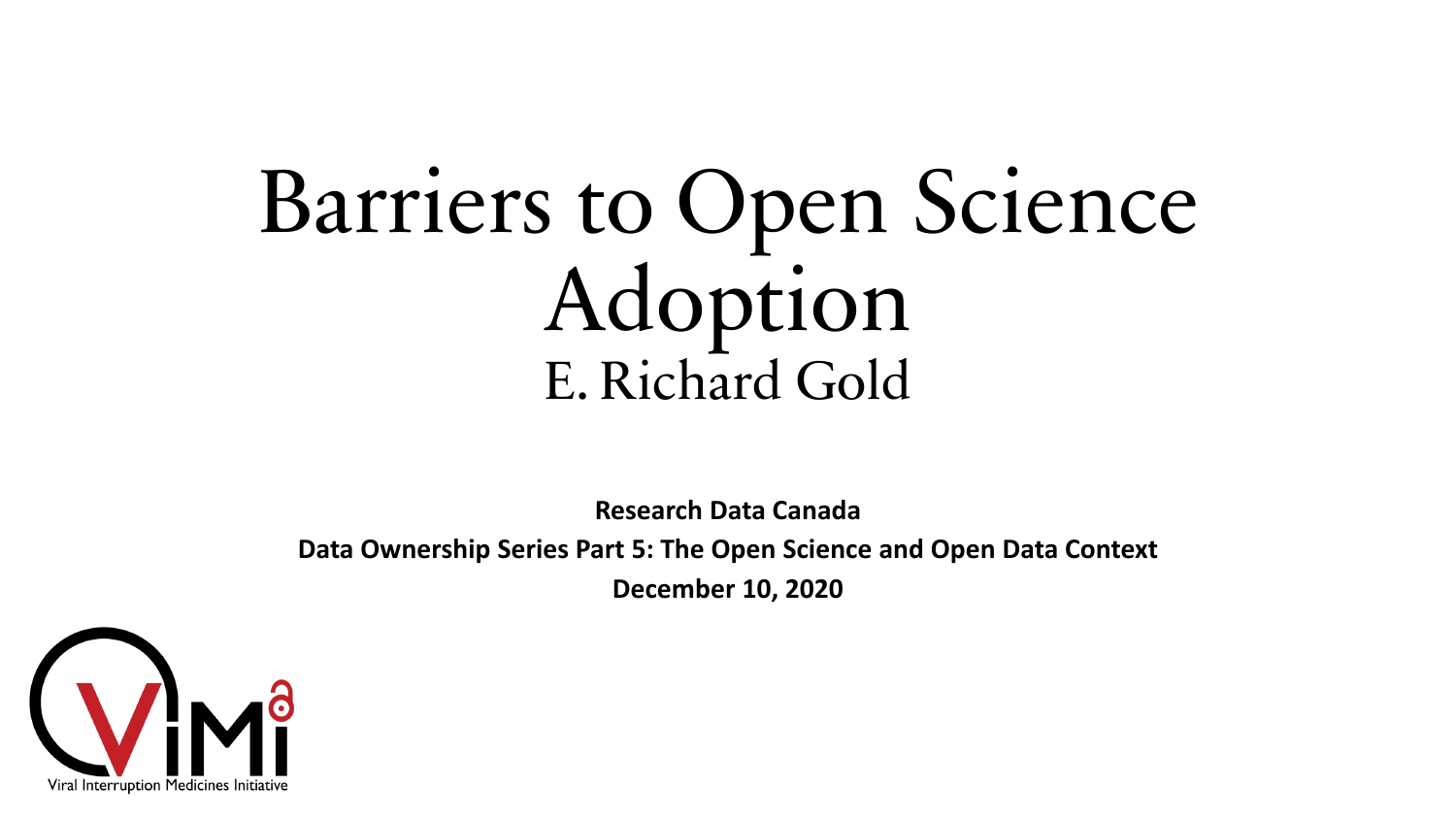# Barriers to Open Science Adoption

E. Richard Gold

**Research Data Canada**

**Data Ownership Series Part 5: The Open Science and Open Data Context**

**December 10, 2020**

Viral Interruption Medicines Initiative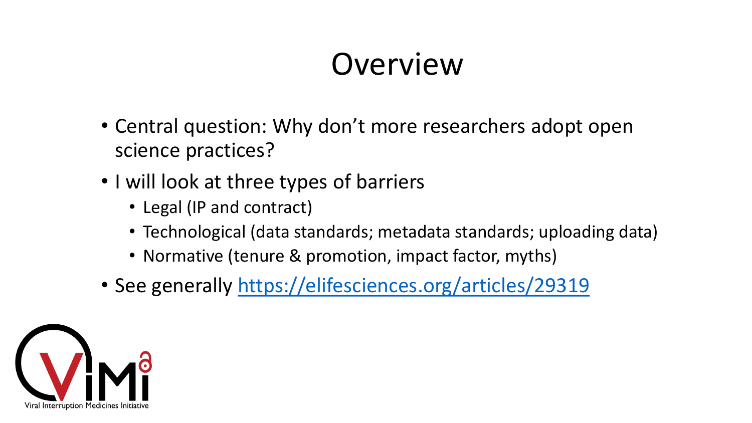# Overview

- Central question: Why don't more researchers adopt open science practices?
- I will look at three types of barriers
  - Legal (IP and contract)
  - Technological (data standards; metadata standards; uploading data)
  - Normative (tenure & promotion, impact factor, myths)
- See generally https://elifesciences.org/articles/29319

ViMi
Viral Interruption Medicines Initiative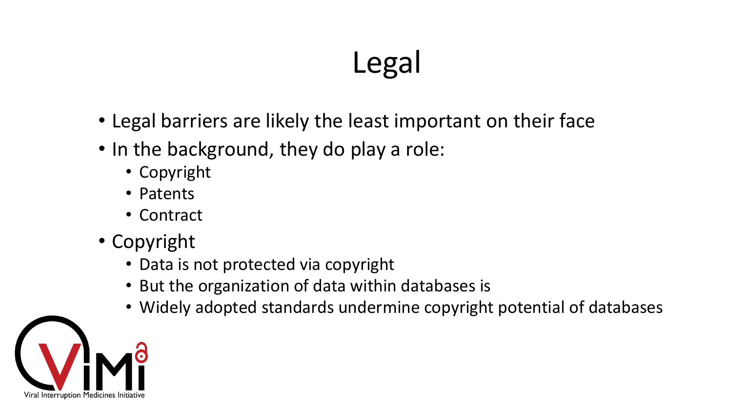# Legal

- Legal barriers are likely the least important on their face
- In the background, they do play a role:
  - Copyright
  - Patents
  - Contract
- Copyright
  - Data is not protected via copyright
  - But the organization of data within databases is
  - Widely adopted standards undermine copyright potential of databases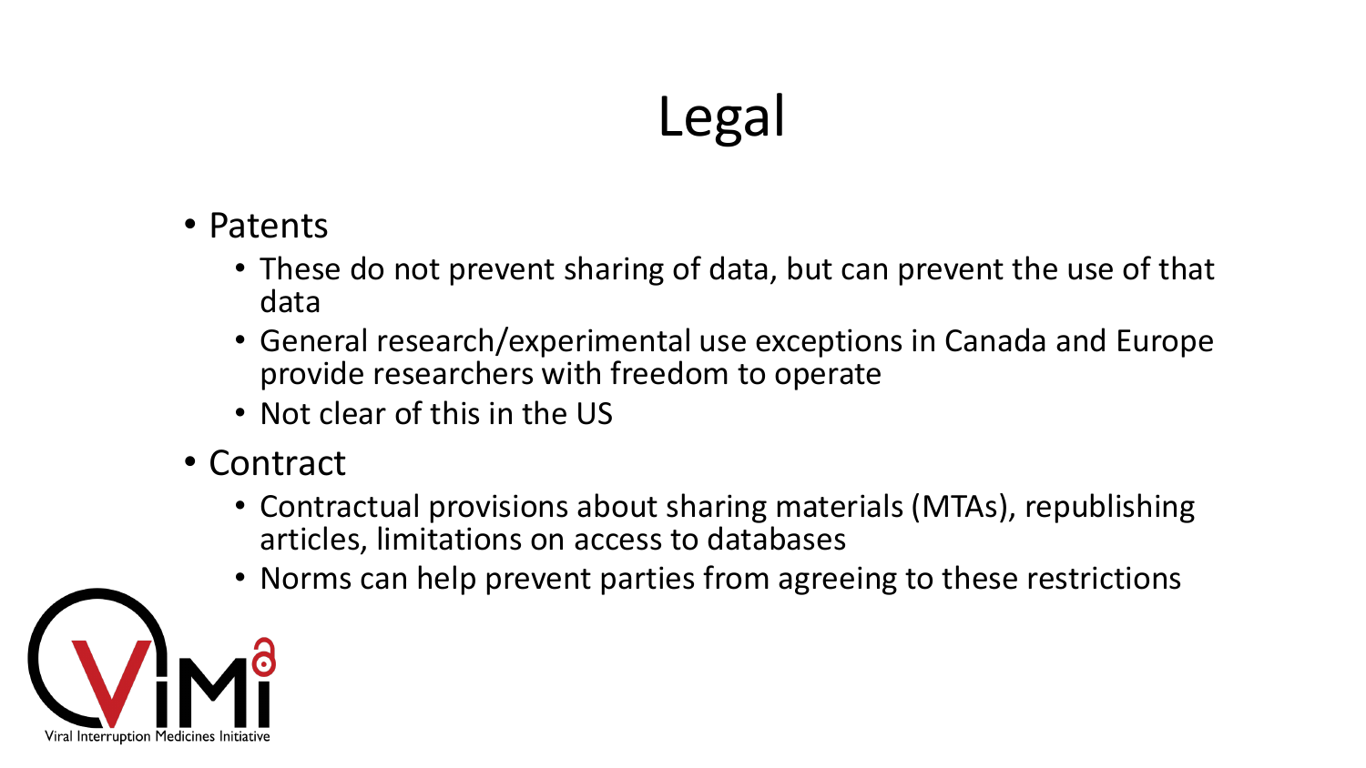# Legal

- Patents
  - These do not prevent sharing of data, but can prevent the use of that data
  - General research/experimental use exceptions in Canada and Europe provide researchers with freedom to operate
  - Not clear of this in the US
- Contract
  - Contractual provisions about sharing materials (MTAs), republishing articles, limitations on access to databases
  - Norms can help prevent parties from agreeing to these restrictions

Viral Interruption Medicines Initiative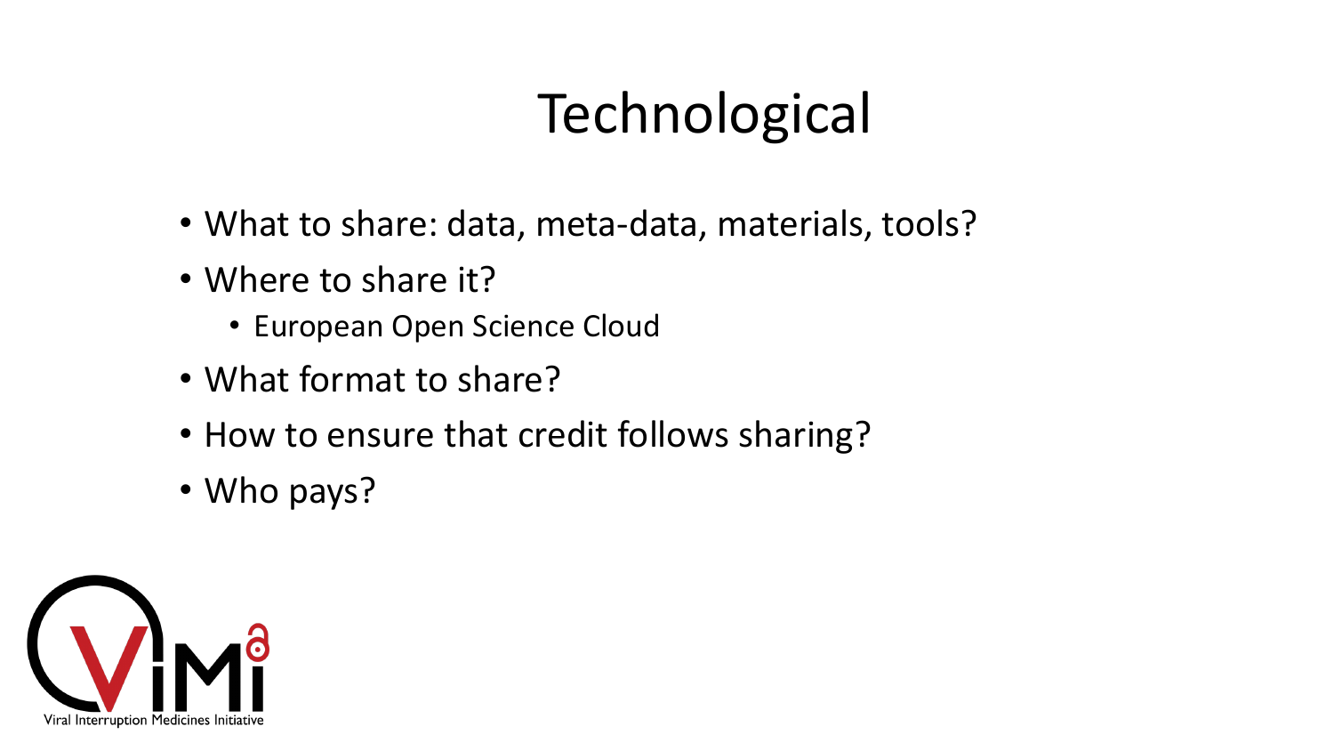# Technological

- What to share: data, meta-data, materials, tools?
- Where to share it?
  - European Open Science Cloud
- What format to share?
- How to ensure that credit follows sharing?
- Who pays?

Viral Interruption Medicines Initiative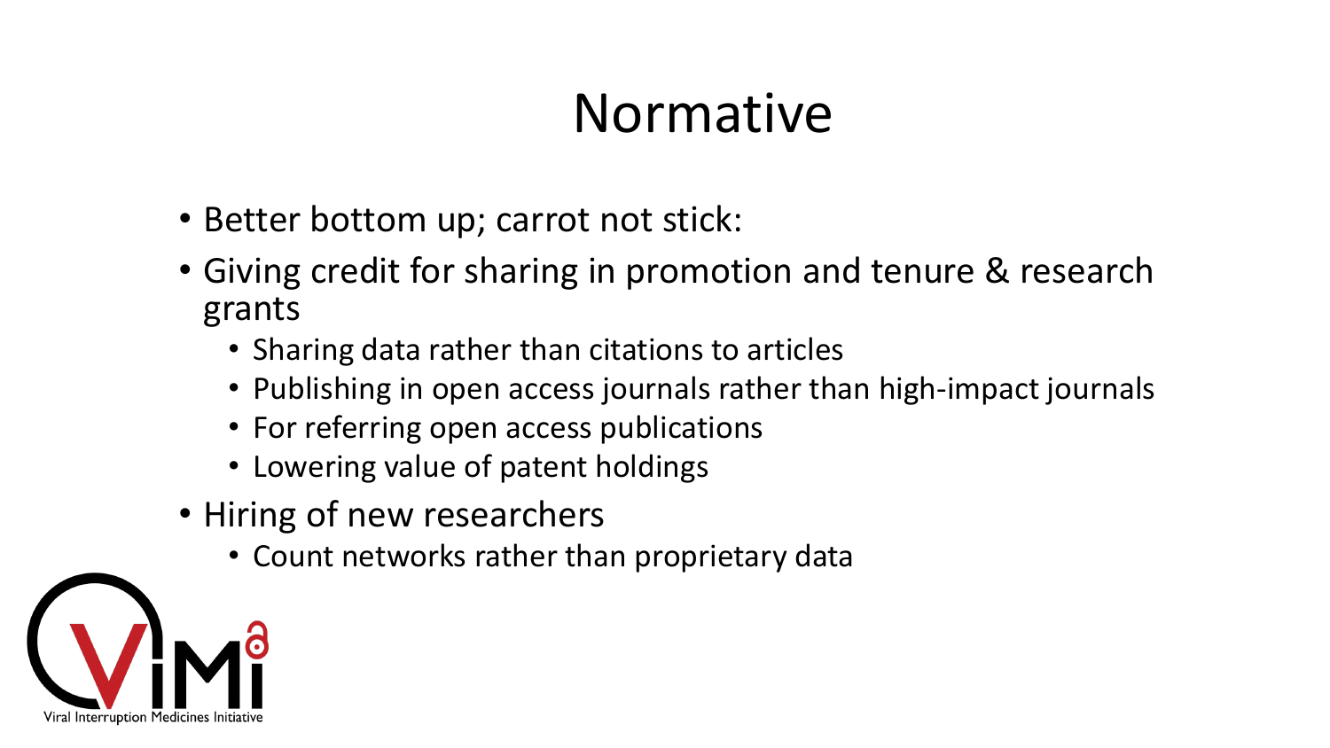# Normative

- Better bottom up; carrot not stick:
- Giving credit for sharing in promotion and tenure & research grants
  - Sharing data rather than citations to articles
  - Publishing in open access journals rather than high-impact journals
  - For referring open access publications
  - Lowering value of patent holdings
- Hiring of new researchers
  - Count networks rather than proprietary data

Viral Interruption Medicines Initiative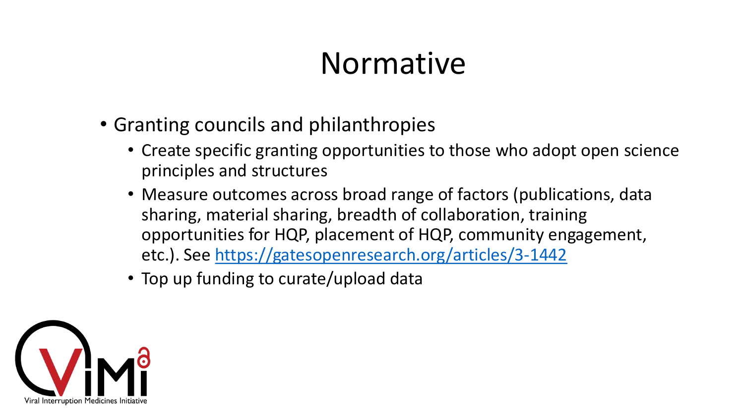# Normative

- Granting councils and philanthropies
  - Create specific granting opportunities to those who adopt open science principles and structures
  - Measure outcomes across broad range of factors (publications, data sharing, material sharing, breadth of collaboration, training opportunities for HQP, placement of HQP, community engagement, etc.). See https://gatesopenresearch.org/articles/3-1442
  - Top up funding to curate/upload data

Viral Interruption Medicines Initiative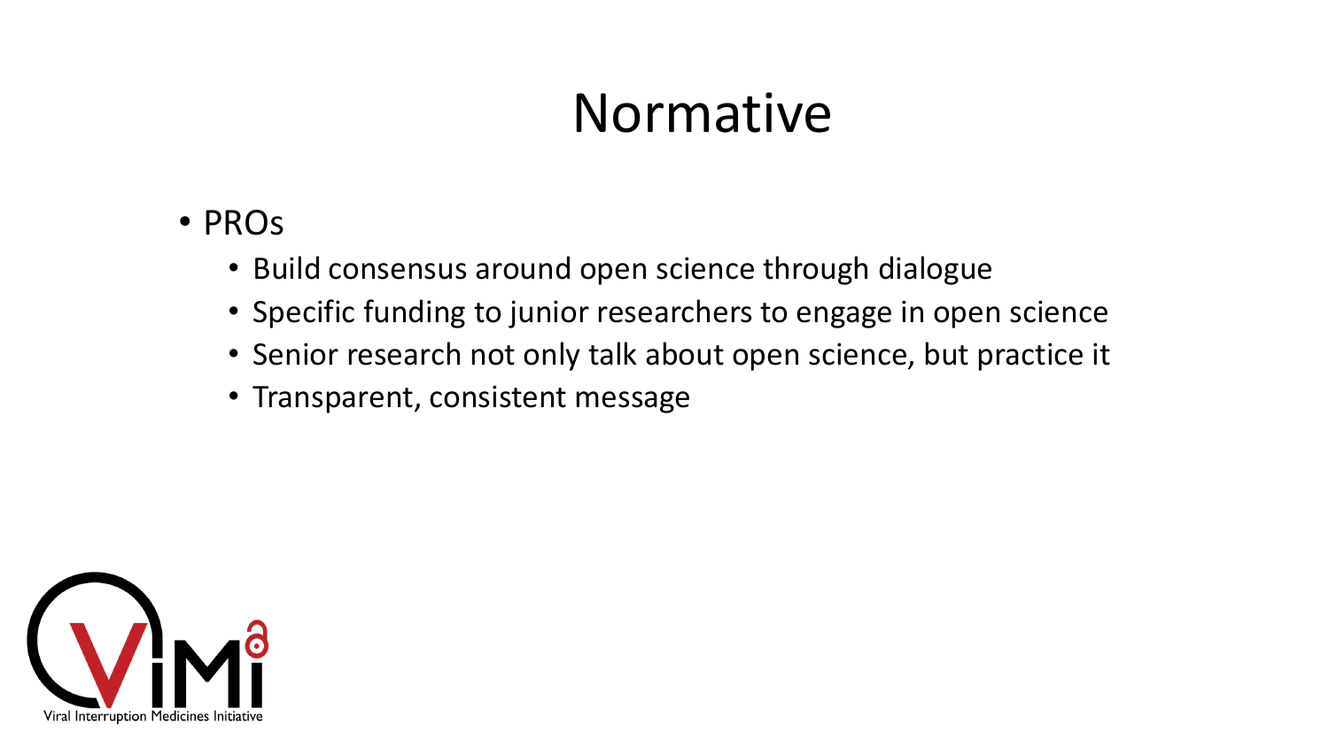# Normative

- PROs
  - Build consensus around open science through dialogue
  - Specific funding to junior researchers to engage in open science
  - Senior research not only talk about open science, but practice it
  - Transparent, consistent message

Viral Interruption Medicines Initiative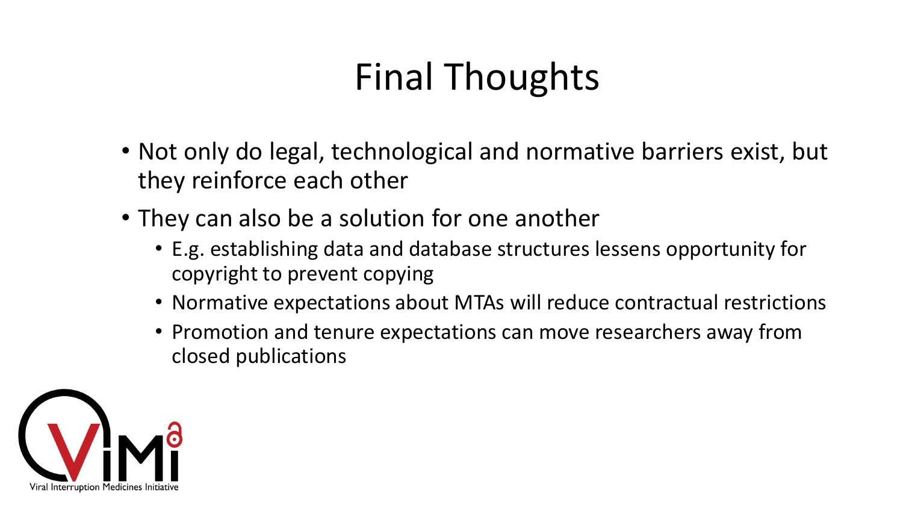# Final Thoughts

- Not only do legal, technological and normative barriers exist, but they reinforce each other
- They can also be a solution for one another
  - E.g. establishing data and database structures lessens opportunity for copyright to prevent copying
  - Normative expectations about MTAs will reduce contractual restrictions
  - Promotion and tenure expectations can move researchers away from closed publications